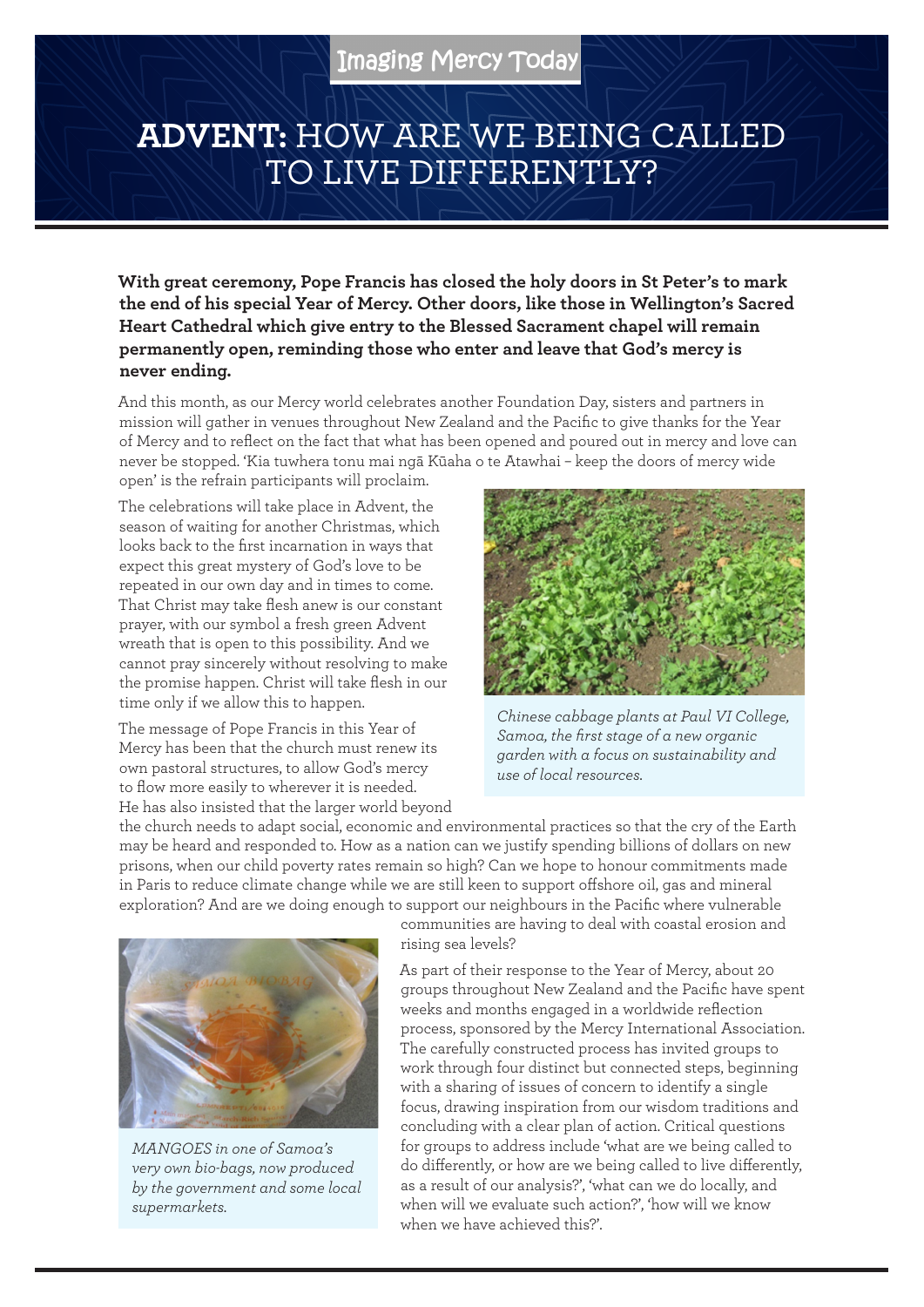Imaging Mercy Today

# ADVENT: HOW ARE WE BEING CALLED TO LIVE DIFFERENTLY?

**With great ceremony, Pope Francis has closed the holy doors in St Peter's to mark the end of his special Year of Mercy. Other doors, like those in Wellington's Sacred Heart Cathedral which give entry to the Blessed Sacrament chapel will remain permanently open, reminding those who enter and leave that God's mercy is never ending.**

And this month, as our Mercy world celebrates another Foundation Day, sisters and partners in mission will gather in venues throughout New Zealand and the Pacific to give thanks for the Year of Mercy and to reflect on the fact that what has been opened and poured out in mercy and love can never be stopped. 'Kia tuwhera tonu mai ngā Kūaha o te Atawhai – keep the doors of mercy wide open' is the refrain participants will proclaim.

The celebrations will take place in Advent, the season of waiting for another Christmas, which looks back to the first incarnation in ways that expect this great mystery of God's love to be repeated in our own day and in times to come. That Christ may take flesh anew is our constant prayer, with our symbol a fresh green Advent wreath that is open to this possibility. And we cannot pray sincerely without resolving to make the promise happen. Christ will take flesh in our time only if we allow this to happen.

*Chinese cabbage plants at Paul VI College, Samoa, the first stage of a new organic garden with a focus on sustainability and use of local resources.*

The message of Pope Francis in this Year of Mercy has been that the church must renew its own pastoral structures, to allow God's mercy to flow more easily to wherever it is needed. He has also insisted that the larger world beyond the church needs to adapt social, economic and environmental practices so that the cry of the Earth may be heard and responded to. How as a nation can we justify spending billions of dollars on new prisons, when our child poverty rates remain so high? Can we hope to honour commitments made in Paris to reduce climate change while we are still keen to support offshore oil, gas and mineral exploration? And are we doing enough to support our neighbours in the Pacific where vulnerable communities are having to deal with coastal erosion and rising sea levels?

*MANGOES in one of Samoa's very own bio-bags, now produced by the government and some local supermarkets.*

As part of their response to the Year of Mercy, about 20 groups throughout New Zealand and the Pacific have spent weeks and months engaged in a worldwide reflection process, sponsored by the Mercy International Association. The carefully constructed process has invited groups to work through four distinct but connected steps, beginning with a sharing of issues of concern to identify a single focus, drawing inspiration from our wisdom traditions and concluding with a clear plan of action. Critical questions for groups to address include 'what are we being called to do differently, or how are we being called to live differently, as a result of our analysis?', 'what can we do locally, and when will we evaluate such action?', 'how will we know when we have achieved this?'.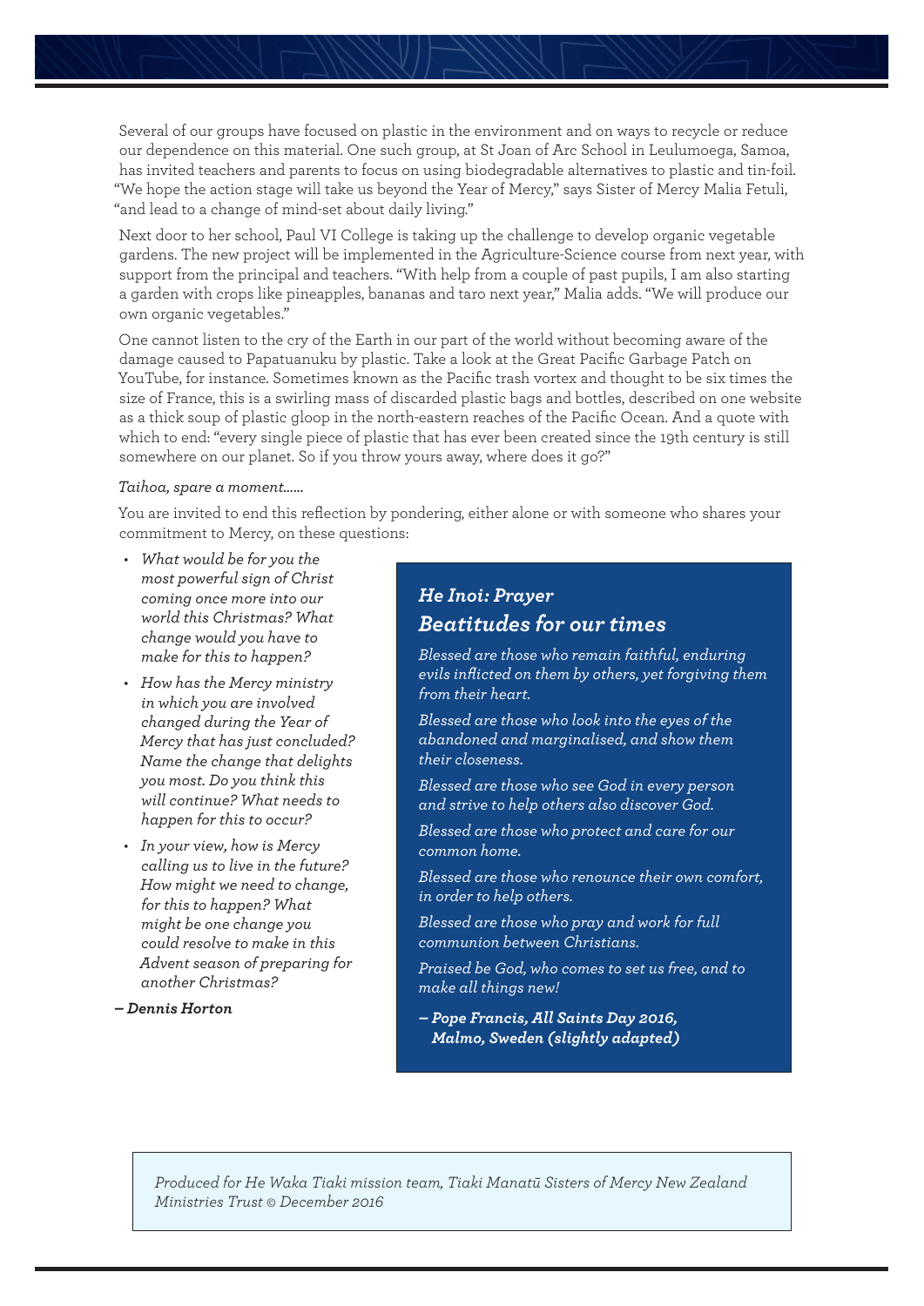Several of our groups have focused on plastic in the environment and on ways to recycle or reduce our dependence on this material. One such group, at St Joan of Arc School in Leulumoega, Samoa, has invited teachers and parents to focus on using biodegradable alternatives to plastic and tin-foil. "We hope the action stage will take us beyond the Year of Mercy," says Sister of Mercy Malia Fetuli, "and lead to a change of mind-set about daily living."

Next door to her school, Paul VI College is taking up the challenge to develop organic vegetable gardens. The new project will be implemented in the Agriculture-Science course from next year, with support from the principal and teachers. "With help from a couple of past pupils, I am also starting a garden with crops like pineapples, bananas and taro next year," Malia adds. "We will produce our own organic vegetables."

One cannot listen to the cry of the Earth in our part of the world without becoming aware of the damage caused to Papatuanuku by plastic. Take a look at the Great Pacific Garbage Patch on YouTube, for instance. Sometimes known as the Pacific trash vortex and thought to be six times the size of France, this is a swirling mass of discarded plastic bags and bottles, described on one website as a thick soup of plastic gloop in the north-eastern reaches of the Pacific Ocean. And a quote with which to end: "every single piece of plastic that has ever been created since the 19th century is still somewhere on our planet. So if you throw yours away, where does it go?"

*Taihoa, spare a moment……*

You are invited to end this reflection by pondering, either alone or with someone who shares your commitment to Mercy, on these questions:

- *What would be for you the most powerful sign of Christ coming once more into our world this Christmas? What change would you have to make for this to happen?*
- *How has the Mercy ministry in which you are involved changed during the Year of Mercy that has just concluded? Name the change that delights you most. Do you think this will continue? What needs to happen for this to occur?*
- *In your view, how is Mercy calling us to live in the future? How might we need to change, for this to happen? What might be one change you could resolve to make in this Advent season of preparing for another Christmas?*

***– Dennis Horton***

## *He Inoi: Prayer*

## *Beatitudes for our times*

*Blessed are those who remain faithful, enduring evils inflicted on them by others, yet forgiving them from their heart.*

*Blessed are those who look into the eyes of the abandoned and marginalised, and show them their closeness.*

*Blessed are those who see God in every person and strive to help others also discover God.*

*Blessed are those who protect and care for our common home.*

*Blessed are those who renounce their own comfort, in order to help others.*

*Blessed are those who pray and work for full communion between Christians.*

*Praised be God, who comes to set us free, and to make all things new!*

***– Pope Francis, All Saints Day 2016, Malmo, Sweden (slightly adapted)***

*Produced for He Waka Tiaki mission team, Tiaki Manatū Sisters of Mercy New Zealand Ministries Trust © December 2016*